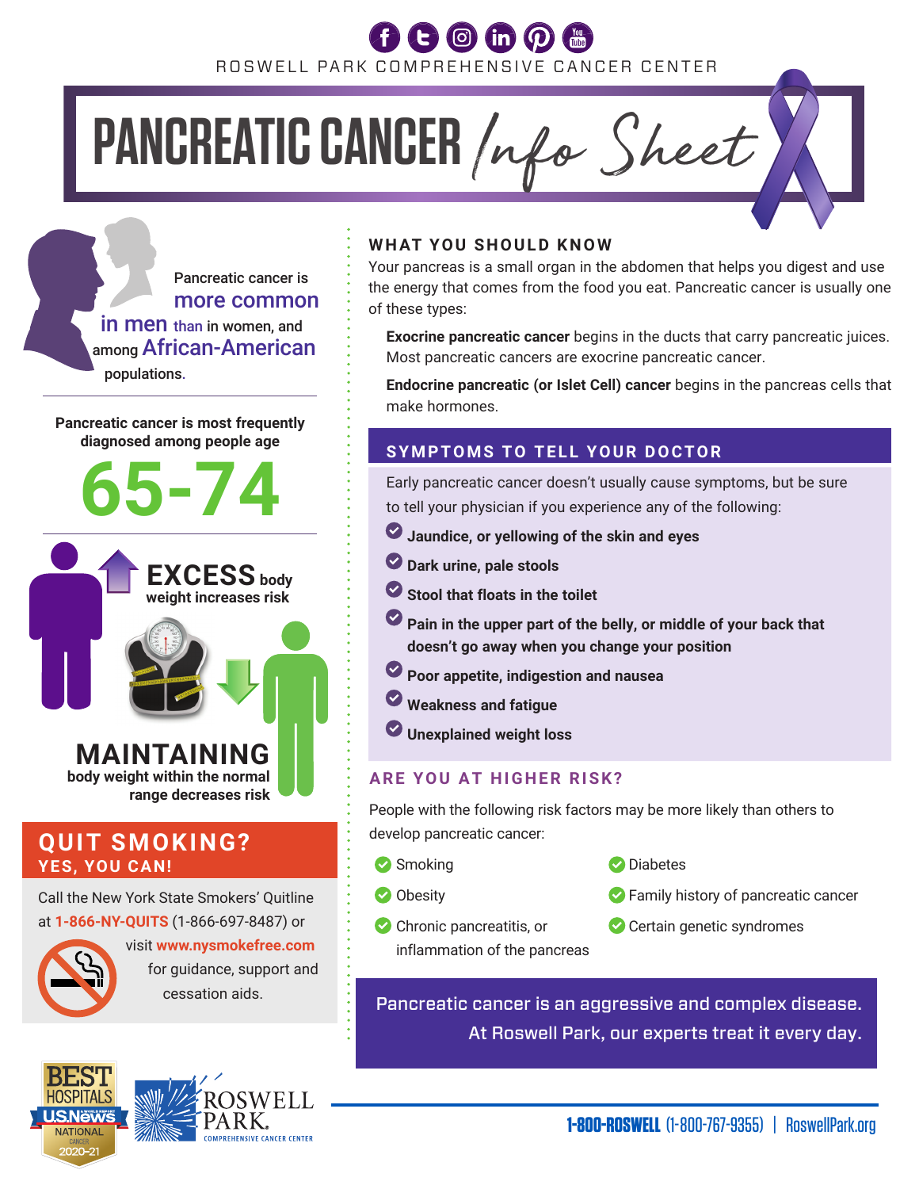ROSWELL PARK COMPREHENSIVE CANCER CENTER

# PANCREATIC CANCER *Info Sheet*

Pancreatic cancer is **more common in men** than in women, and among **African-American** populations.

Pancreatic cancer is most frequently diagnosed among people age

**65-74**

**EXCESS** body weight increases risk

**MAINTAINING** body weight within the normal range decreases risk

## QUIT SMOKING? YES, YOU CAN!

Call the New York State Smokers' Quitline at **1-866-NY-QUITS** (1-866-697-8487) or visit **www.nysmokefree.com** for guidance, support and cessation aids.

## WHAT YOU SHOULD KNOW

Your pancreas is a small organ in the abdomen that helps you digest and use the energy that comes from the food you eat. Pancreatic cancer is usually one of these types:

**Exocrine pancreatic cancer** begins in the ducts that carry pancreatic juices. Most pancreatic cancers are exocrine pancreatic cancer.

**Endocrine pancreatic (or Islet Cell) cancer** begins in the pancreas cells that make hormones.

## SYMPTOMS TO TELL YOUR DOCTOR

Early pancreatic cancer doesn't usually cause symptoms, but be sure to tell your physician if you experience any of the following:

- **Jaundice, or yellowing of the skin and eyes**
- **Dark urine, pale stools**
- **Stool that floats in the toilet**
- **Pain in the upper part of the belly, or middle of your back that doesn't go away when you change your position**
- **Poor appetite, indigestion and nausea**
- **Weakness and fatigue**
- **Unexplained weight loss**

## ARE YOU AT HIGHER RISK?

People with the following risk factors may be more likely than others to develop pancreatic cancer:

- Smoking
- Obesity
- Chronic pancreatitis, or inflammation of the pancreas
- Diabetes
- Family history of pancreatic cancer
- Certain genetic syndromes

Pancreatic cancer is an aggressive and complex disease. At Roswell Park, our experts treat it every day.

BEST HOSPITALS U.S. News & World Report NATIONAL CANCER 2020-21

ROSWELL PARK. COMPREHENSIVE CANCER CENTER

**1-800-ROSWELL** (1-800-767-9355) | RoswellPark.org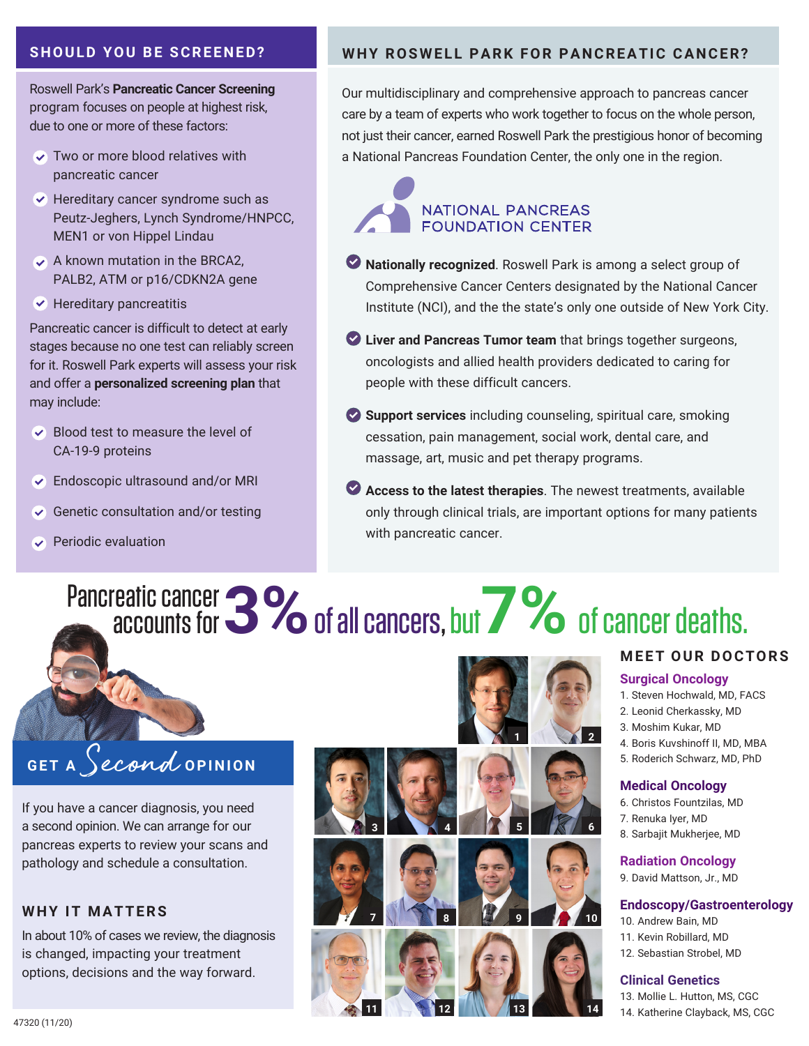## SHOULD YOU BE SCREENED?

Roswell Park's **Pancreatic Cancer Screening** program focuses on people at highest risk, due to one or more of these factors:

- Two or more blood relatives with pancreatic cancer
- Hereditary cancer syndrome such as Peutz-Jeghers, Lynch Syndrome/HNPCC, MEN1 or von Hippel Lindau
- A known mutation in the BRCA2, PALB2, ATM or p16/CDKN2A gene
- Hereditary pancreatitis

Pancreatic cancer is difficult to detect at early stages because no one test can reliably screen for it. Roswell Park experts will assess your risk and offer a **personalized screening plan** that may include:

- Blood test to measure the level of CA-19-9 proteins
- Endoscopic ultrasound and/or MRI
- Genetic consultation and/or testing
- Periodic evaluation

## WHY ROSWELL PARK FOR PANCREATIC CANCER?

Our multidisciplinary and comprehensive approach to pancreas cancer care by a team of experts who work together to focus on the whole person, not just their cancer, earned Roswell Park the prestigious honor of becoming a National Pancreas Foundation Center, the only one in the region.

NATIONAL PANCREAS FOUNDATION CENTER

- **Nationally recognized**. Roswell Park is among a select group of Comprehensive Cancer Centers designated by the National Cancer Institute (NCI), and the the state's only one outside of New York City.
- **Liver and Pancreas Tumor team** that brings together surgeons, oncologists and allied health providers dedicated to caring for people with these difficult cancers.
- **Support services** including counseling, spiritual care, smoking cessation, pain management, social work, dental care, and massage, art, music and pet therapy programs.
- **Access to the latest therapies**. The newest treatments, available only through clinical trials, are important options for many patients with pancreatic cancer.

# Pancreatic cancer accounts for 3% of all cancers, but 7% of cancer deaths.

## GET A *Second* OPINION

If you have a cancer diagnosis, you need a second opinion. We can arrange for our pancreas experts to review your scans and pathology and schedule a consultation.

### WHY IT MATTERS

In about 10% of cases we review, the diagnosis is changed, impacting your treatment options, decisions and the way forward.

## MEET OUR DOCTORS

### Surgical Oncology

1. Steven Hochwald, MD, FACS
2. Leonid Cherkassky, MD
3. Moshim Kukar, MD
4. Boris Kuvshinoff II, MD, MBA
5. Roderich Schwarz, MD, PhD

### Medical Oncology

6. Christos Fountzilas, MD
7. Renuka Iyer, MD
8. Sarbajit Mukherjee, MD

### Radiation Oncology

9. David Mattson, Jr., MD

### Endoscopy/Gastroenterology

10. Andrew Bain, MD
11. Kevin Robillard, MD
12. Sebastian Strobel, MD

### Clinical Genetics

13. Mollie L. Hutton, MS, CGC
14. Katherine Clayback, MS, CGC

47320 (11/20)